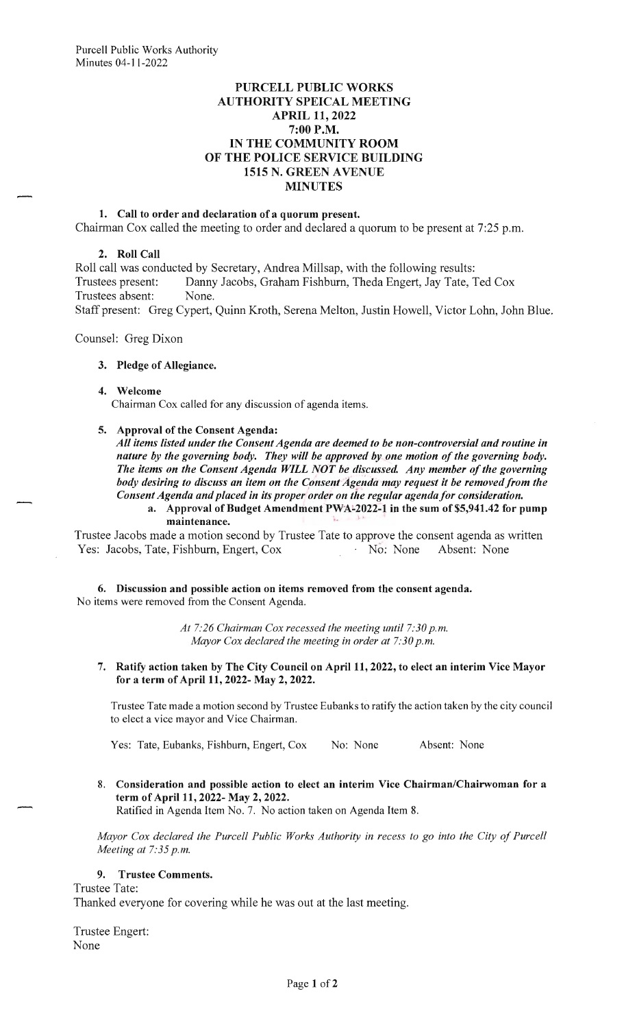# PURCELL PUBLIC WORKS AUTHORITY SPEICAL MEETING
## APRIL 11, 2022
## 7:00 P.M.
## IN THE COMMUNITY ROOM OF THE POLICE SERVICE BUILDING
## 1515 N. GREEN AVENUE
## MINUTES

**1. Call to order and declaration of a quorum present.**

Chairman Cox called the meeting to order and declared a quorum to be present at 7:25 p.m.

**2. Roll Call**

Roll call was conducted by Secretary, Andrea Millsap, with the following results:
Trustees present: Danny Jacobs, Graham Fishburn, Theda Engert, Jay Tate, Ted Cox
Trustees absent: None.
Staff present: Greg Cypert, Quinn Kroth, Serena Melton, Justin Howell, Victor Lohn, John Blue.

Counsel: Greg Dixon

**3. Pledge of Allegiance.**

**4. Welcome**

Chairman Cox called for any discussion of agenda items.

**5. Approval of the Consent Agenda:**

***All items listed under the Consent Agenda are deemed to be non-controversial and routine in nature by the governing body. They will be approved by one motion of the governing body. The items on the Consent Agenda WILL NOT be discussed. Any member of the governing body desiring to discuss an item on the Consent Agenda may request it be removed from the Consent Agenda and placed in its proper order on the regular agenda for consideration.***

**a. Approval of Budget Amendment PWA-2022-1 in the sum of $5,941.42 for pump maintenance.**

Trustee Jacobs made a motion second by Trustee Tate to approve the consent agenda as written
Yes: Jacobs, Tate, Fishburn, Engert, Cox No: None Absent: None

**6. Discussion and possible action on items removed from the consent agenda.**

No items were removed from the Consent Agenda.

*At 7:26 Chairman Cox recessed the meeting until 7:30 p.m.*
*Mayor Cox declared the meeting in order at 7:30 p.m.*

**7. Ratify action taken by The City Council on April 11, 2022, to elect an interim Vice Mayor for a term of April 11, 2022- May 2, 2022.**

Trustee Tate made a motion second by Trustee Eubanks to ratify the action taken by the city council to elect a vice mayor and Vice Chairman.

Yes: Tate, Eubanks, Fishburn, Engert, Cox No: None Absent: None

**8. Consideration and possible action to elect an interim Vice Chairman/Chairwoman for a term of April 11, 2022- May 2, 2022.**

Ratified in Agenda Item No. 7. No action taken on Agenda Item 8.

*Mayor Cox declared the Purcell Public Works Authority in recess to go into the City of Purcell Meeting at 7:35 p.m.*

**9. Trustee Comments.**

Trustee Tate:
Thanked everyone for covering while he was out at the last meeting.

Trustee Engert:
None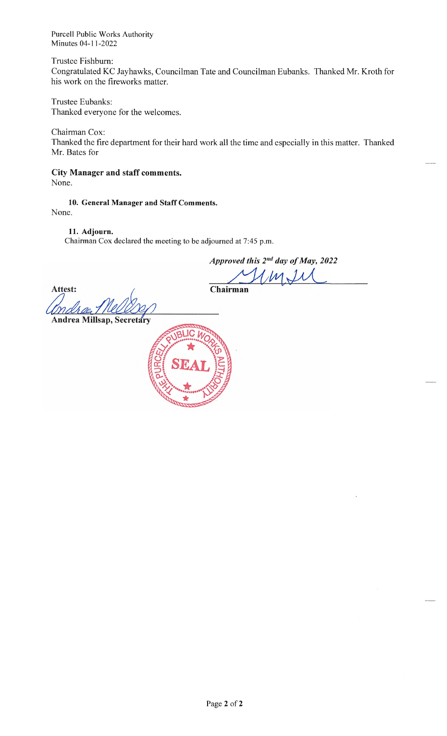Trustee Fishburn:
Congratulated KC Jayhawks, Councilman Tate and Councilman Eubanks. Thanked Mr. Kroth for his work on the fireworks matter.

Trustee Eubanks:
Thanked everyone for the welcomes.

Chairman Cox:
Thanked the fire department for their hard work all the time and especially in this matter. Thanked Mr. Bates for

**City Manager and staff comments.**
None.

**10. General Manager and Staff Comments.**
None.

**11. Adjourn.**
Chairman Cox declared the meeting to be adjourned at 7:45 p.m.

*Approved this 2nd day of May, 2022*

**Chairman**

**Attest:**

**Andrea Millsap, Secretary**

THE PURCELL PUBLIC WORKS AUTHORITY SEAL